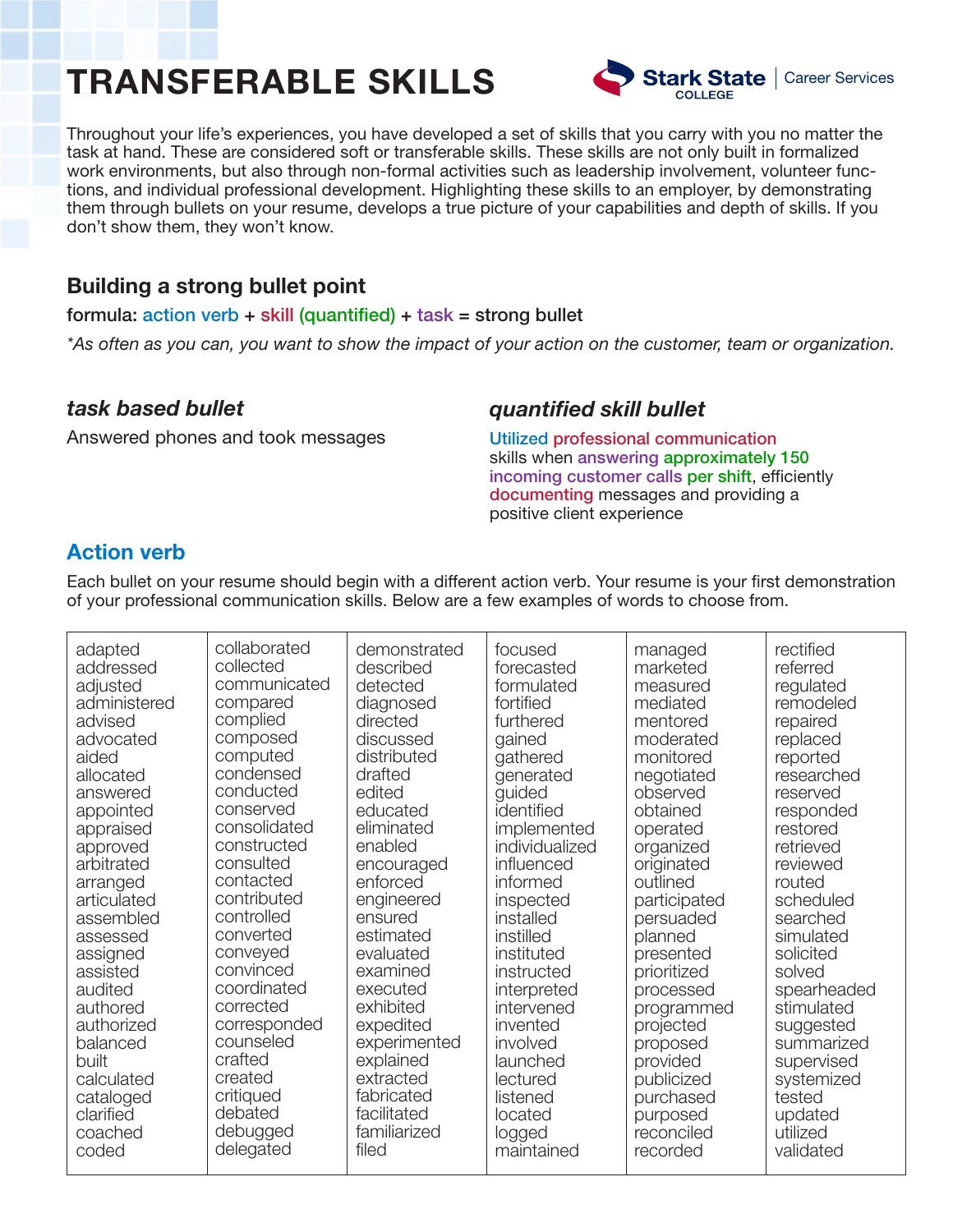# TRANSFERABLE SKILLS

Stark State College | Career Services

Throughout your life's experiences, you have developed a set of skills that you carry with you no matter the task at hand. These are considered soft or transferable skills. These skills are not only built in formalized work environments, but also through non-formal activities such as leadership involvement, volunteer functions, and individual professional development. Highlighting these skills to an employer, by demonstrating them through bullets on your resume, develops a true picture of your capabilities and depth of skills. If you don't show them, they won't know.

## Building a strong bullet point

formula: action verb + skill (quantified) + task = strong bullet

*\*As often as you can, you want to show the impact of your action on the customer, team or organization.*

### *task based bullet*

Answered phones and took messages

### *quantified skill bullet*

Utilized professional communication skills when answering approximately 150 incoming customer calls per shift, efficiently documenting messages and providing a positive client experience

## Action verb

Each bullet on your resume should begin with a different action verb. Your resume is your first demonstration of your professional communication skills. Below are a few examples of words to choose from.

| | | | | | |
|---|---|---|---|---|---|
| adapted | collaborated | demonstrated | focused | managed | rectified |
| addressed | collected | described | forecasted | marketed | referred |
| adjusted | communicated | detected | formulated | measured | regulated |
| administered | compared | diagnosed | fortified | mediated | remodeled |
| advised | complied | directed | furthered | mentored | repaired |
| advocated | composed | discussed | gained | moderated | replaced |
| aided | computed | distributed | gathered | monitored | reported |
| allocated | condensed | drafted | generated | negotiated | researched |
| answered | conducted | edited | guided | observed | reserved |
| appointed | conserved | educated | identified | obtained | responded |
| appraised | consolidated | eliminated | implemented | operated | restored |
| approved | constructed | enabled | individualized | organized | retrieved |
| arbitrated | consulted | encouraged | influenced | originated | reviewed |
| arranged | contacted | enforced | informed | outlined | routed |
| articulated | contributed | engineered | inspected | participated | scheduled |
| assembled | controlled | ensured | installed | persuaded | searched |
| assessed | converted | estimated | instilled | planned | simulated |
| assigned | conveyed | evaluated | instituted | presented | solicited |
| assisted | convinced | examined | instructed | prioritized | solved |
| audited | coordinated | executed | interpreted | processed | spearheaded |
| authored | corrected | exhibited | intervened | programmed | stimulated |
| authorized | corresponded | expedited | invented | projected | suggested |
| balanced | counseled | experimented | involved | proposed | summarized |
| built | crafted | explained | launched | provided | supervised |
| calculated | created | extracted | lectured | publicized | systemized |
| cataloged | critiqued | fabricated | listened | purchased | tested |
| clarified | debated | facilitated | located | purposed | updated |
| coached | debugged | familiarized | logged | reconciled | utilized |
| coded | delegated | filed | maintained | recorded | validated |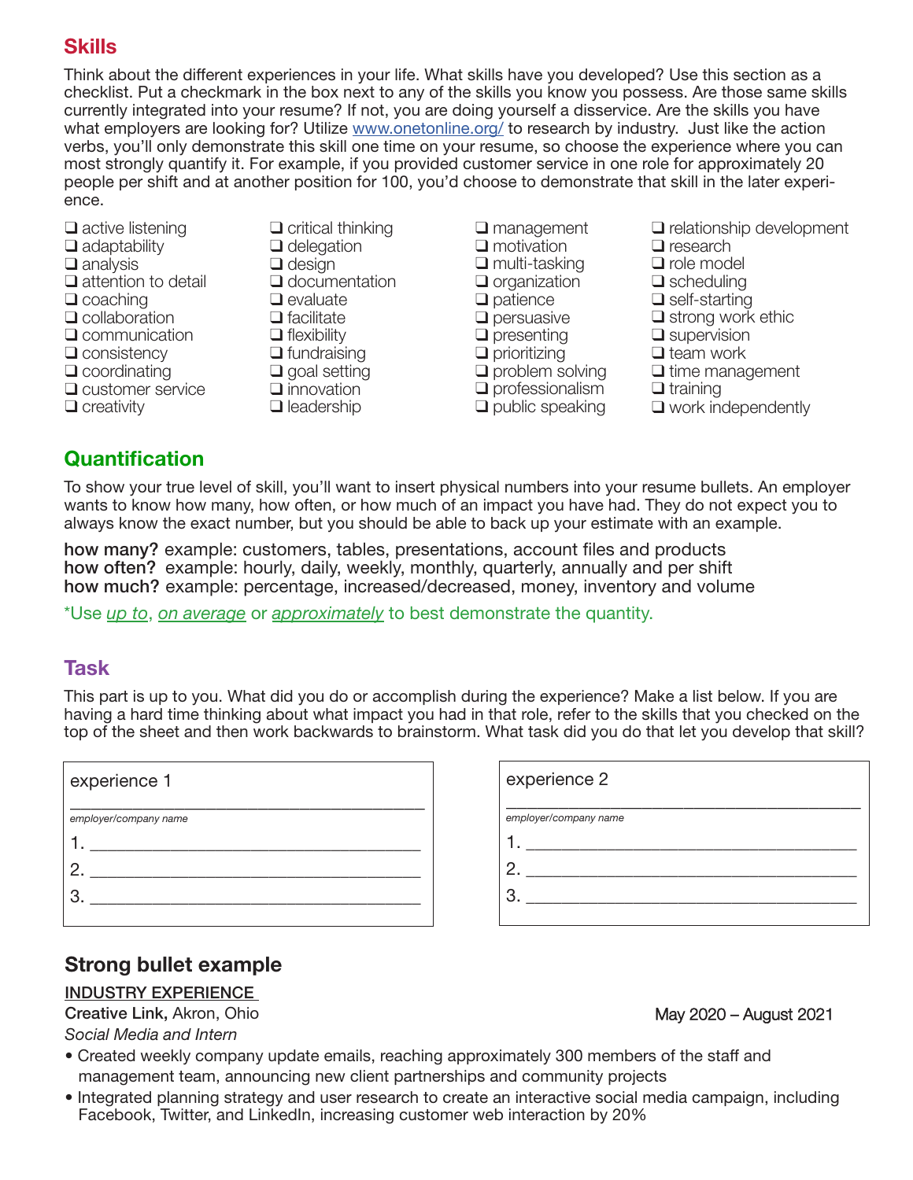## Skills

Think about the different experiences in your life. What skills have you developed? Use this section as a checklist. Put a checkmark in the box next to any of the skills you know you possess. Are those same skills currently integrated into your resume? If not, you are doing yourself a disservice. Are the skills you have what employers are looking for? Utilize www.onetonline.org/ to research by industry. Just like the action verbs, you'll only demonstrate this skill one time on your resume, so choose the experience where you can most strongly quantify it. For example, if you provided customer service in one role for approximately 20 people per shift and at another position for 100, you'd choose to demonstrate that skill in the later experience.

- ❑ active listening
- ❑ adaptability
- ❑ analysis
- ❑ attention to detail
- ❑ coaching
- ❑ collaboration
- ❑ communication
- ❑ consistency
- ❑ coordinating
- ❑ customer service
- ❑ creativity
- ❑ critical thinking
- ❑ delegation
- ❑ design
- ❑ documentation
- ❑ evaluate
- ❑ facilitate
- ❑ flexibility
- ❑ fundraising
- ❑ goal setting
- ❑ innovation
- ❑ leadership
- ❑ management
- ❑ motivation
- ❑ multi-tasking
- ❑ organization
- ❑ patience
- ❑ persuasive
- ❑ presenting
- ❑ prioritizing
- ❑ problem solving
- ❑ professionalism
- ❑ public speaking
- ❑ relationship development
- ❑ research
- ❑ role model
- ❑ scheduling
- ❑ self-starting
- ❑ strong work ethic
- ❑ supervision
- ❑ team work
- ❑ time management
- ❑ training
- ❑ work independently

## Quantification

To show your true level of skill, you'll want to insert physical numbers into your resume bullets. An employer wants to know how many, how often, or how much of an impact you have had. They do not expect you to always know the exact number, but you should be able to back up your estimate with an example.

**how many?** example: customers, tables, presentations, account files and products
**how often?** example: hourly, daily, weekly, monthly, quarterly, annually and per shift
**how much?** example: percentage, increased/decreased, money, inventory and volume

*Use _up to_, _on average_ or _approximately_ to best demonstrate the quantity.

## Task

This part is up to you. What did you do or accomplish during the experience? Make a list below. If you are having a hard time thinking about what impact you had in that role, refer to the skills that you checked on the top of the sheet and then work backwards to brainstorm. What task did you do that let you develop that skill?

experience 1

___________________________________
*employer/company name*

1. ___________________________________
2. ___________________________________
3. ___________________________________

experience 2

___________________________________
*employer/company name*

1. ___________________________________
2. ___________________________________
3. ___________________________________

## Strong bullet example

INDUSTRY EXPERIENCE

**Creative Link,** Akron, Ohio — May 2020 – August 2021

*Social Media and Intern*

- Created weekly company update emails, reaching approximately 300 members of the staff and management team, announcing new client partnerships and community projects
- Integrated planning strategy and user research to create an interactive social media campaign, including Facebook, Twitter, and LinkedIn, increasing customer web interaction by 20%